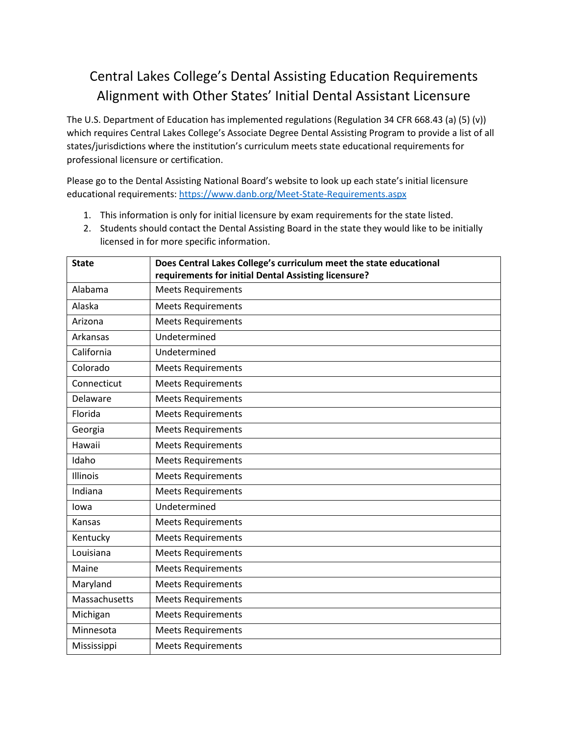# Central Lakes College's Dental Assisting Education Requirements Alignment with Other States' Initial Dental Assistant Licensure

The U.S. Department of Education has implemented regulations (Regulation 34 CFR 668.43 (a) (5) (v)) which requires Central Lakes College's Associate Degree Dental Assisting Program to provide a list of all states/jurisdictions where the institution's curriculum meets state educational requirements for professional licensure or certification.

Please go to the Dental Assisting National Board's website to look up each state's initial licensure educational requirements: https://www.danb.org/Meet-State-Requirements.aspx

1. This information is only for initial licensure by exam requirements for the state listed.
2. Students should contact the Dental Assisting Board in the state they would like to be initially licensed in for more specific information.

| State | Does Central Lakes College's curriculum meet the state educational requirements for initial Dental Assisting licensure? |
|---|---|
| Alabama | Meets Requirements |
| Alaska | Meets Requirements |
| Arizona | Meets Requirements |
| Arkansas | Undetermined |
| California | Undetermined |
| Colorado | Meets Requirements |
| Connecticut | Meets Requirements |
| Delaware | Meets Requirements |
| Florida | Meets Requirements |
| Georgia | Meets Requirements |
| Hawaii | Meets Requirements |
| Idaho | Meets Requirements |
| Illinois | Meets Requirements |
| Indiana | Meets Requirements |
| Iowa | Undetermined |
| Kansas | Meets Requirements |
| Kentucky | Meets Requirements |
| Louisiana | Meets Requirements |
| Maine | Meets Requirements |
| Maryland | Meets Requirements |
| Massachusetts | Meets Requirements |
| Michigan | Meets Requirements |
| Minnesota | Meets Requirements |
| Mississippi | Meets Requirements |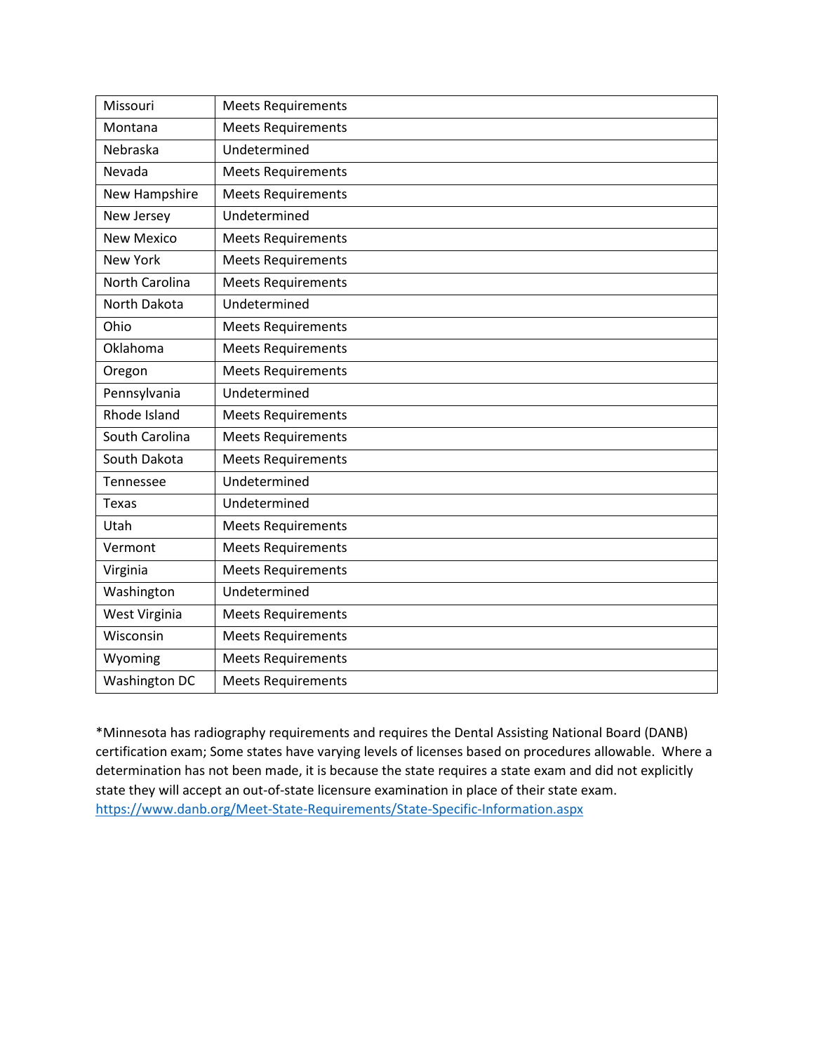| | |
|---|---|
| Missouri | Meets Requirements |
| Montana | Meets Requirements |
| Nebraska | Undetermined |
| Nevada | Meets Requirements |
| New Hampshire | Meets Requirements |
| New Jersey | Undetermined |
| New Mexico | Meets Requirements |
| New York | Meets Requirements |
| North Carolina | Meets Requirements |
| North Dakota | Undetermined |
| Ohio | Meets Requirements |
| Oklahoma | Meets Requirements |
| Oregon | Meets Requirements |
| Pennsylvania | Undetermined |
| Rhode Island | Meets Requirements |
| South Carolina | Meets Requirements |
| South Dakota | Meets Requirements |
| Tennessee | Undetermined |
| Texas | Undetermined |
| Utah | Meets Requirements |
| Vermont | Meets Requirements |
| Virginia | Meets Requirements |
| Washington | Undetermined |
| West Virginia | Meets Requirements |
| Wisconsin | Meets Requirements |
| Wyoming | Meets Requirements |
| Washington DC | Meets Requirements |

*Minnesota has radiography requirements and requires the Dental Assisting National Board (DANB) certification exam; Some states have varying levels of licenses based on procedures allowable. Where a determination has not been made, it is because the state requires a state exam and did not explicitly state they will accept an out-of-state licensure examination in place of their state exam. https://www.danb.org/Meet-State-Requirements/State-Specific-Information.aspx